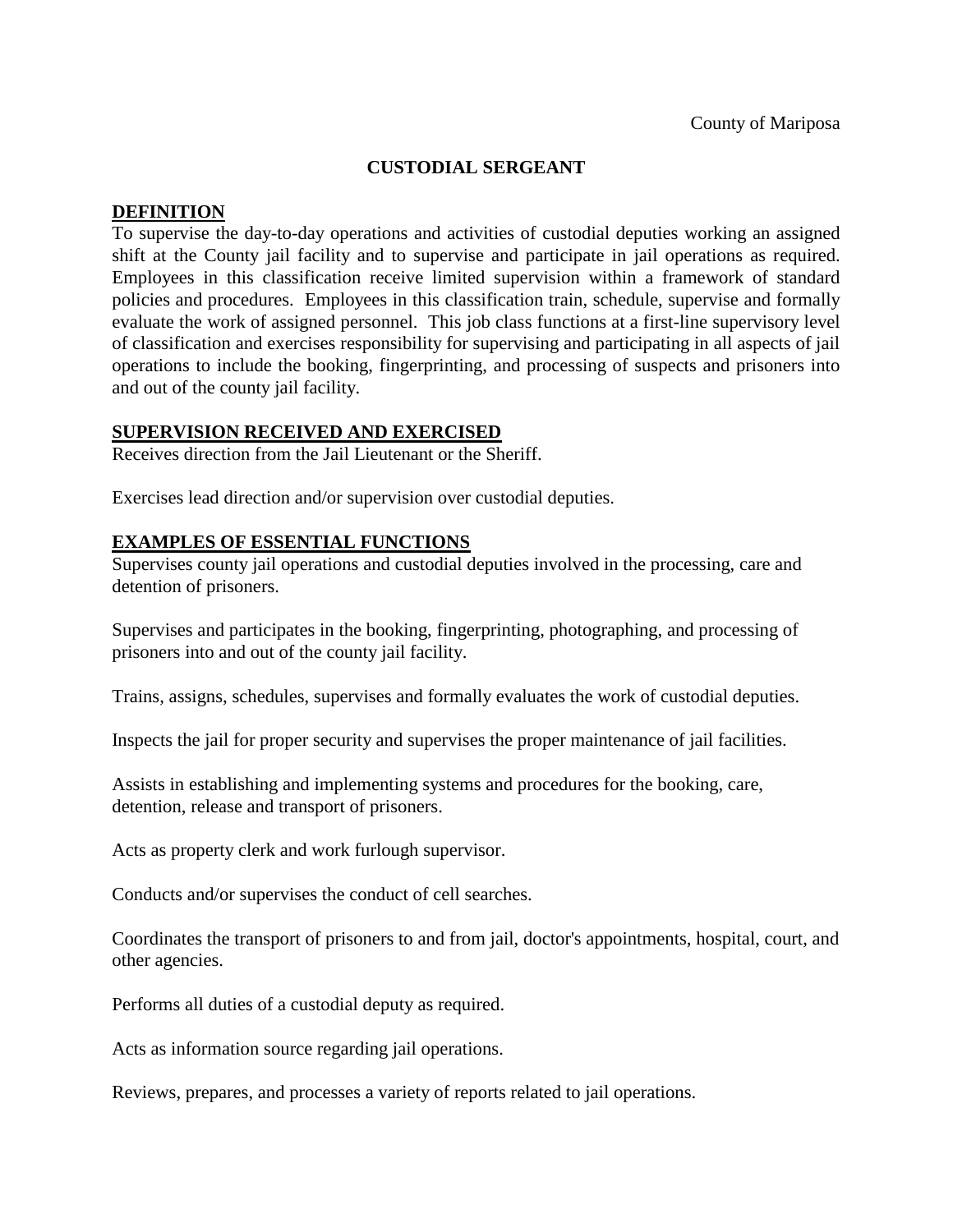County of Mariposa

# CUSTODIAL SERGEANT

## DEFINITION

To supervise the day-to-day operations and activities of custodial deputies working an assigned shift at the County jail facility and to supervise and participate in jail operations as required. Employees in this classification receive limited supervision within a framework of standard policies and procedures. Employees in this classification train, schedule, supervise and formally evaluate the work of assigned personnel. This job class functions at a first-line supervisory level of classification and exercises responsibility for supervising and participating in all aspects of jail operations to include the booking, fingerprinting, and processing of suspects and prisoners into and out of the county jail facility.

## SUPERVISION RECEIVED AND EXERCISED

Receives direction from the Jail Lieutenant or the Sheriff.

Exercises lead direction and/or supervision over custodial deputies.

## EXAMPLES OF ESSENTIAL FUNCTIONS

Supervises county jail operations and custodial deputies involved in the processing, care and detention of prisoners.

Supervises and participates in the booking, fingerprinting, photographing, and processing of prisoners into and out of the county jail facility.

Trains, assigns, schedules, supervises and formally evaluates the work of custodial deputies.

Inspects the jail for proper security and supervises the proper maintenance of jail facilities.

Assists in establishing and implementing systems and procedures for the booking, care, detention, release and transport of prisoners.

Acts as property clerk and work furlough supervisor.

Conducts and/or supervises the conduct of cell searches.

Coordinates the transport of prisoners to and from jail, doctor's appointments, hospital, court, and other agencies.

Performs all duties of a custodial deputy as required.

Acts as information source regarding jail operations.

Reviews, prepares, and processes a variety of reports related to jail operations.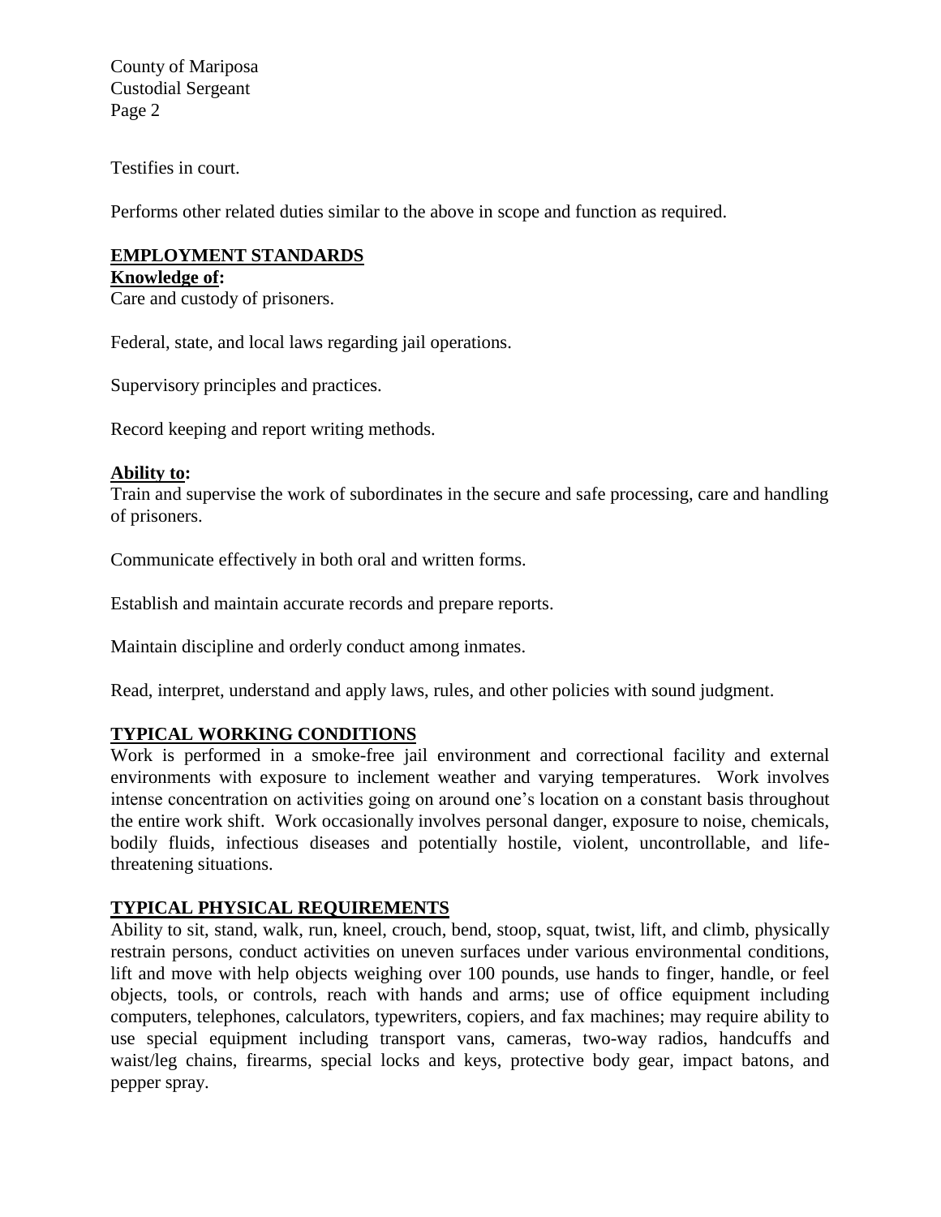Testifies in court.

Performs other related duties similar to the above in scope and function as required.

## EMPLOYMENT STANDARDS

**Knowledge of:**

Care and custody of prisoners.

Federal, state, and local laws regarding jail operations.

Supervisory principles and practices.

Record keeping and report writing methods.

**Ability to:**

Train and supervise the work of subordinates in the secure and safe processing, care and handling of prisoners.

Communicate effectively in both oral and written forms.

Establish and maintain accurate records and prepare reports.

Maintain discipline and orderly conduct among inmates.

Read, interpret, understand and apply laws, rules, and other policies with sound judgment.

## TYPICAL WORKING CONDITIONS

Work is performed in a smoke-free jail environment and correctional facility and external environments with exposure to inclement weather and varying temperatures. Work involves intense concentration on activities going on around one's location on a constant basis throughout the entire work shift. Work occasionally involves personal danger, exposure to noise, chemicals, bodily fluids, infectious diseases and potentially hostile, violent, uncontrollable, and life-threatening situations.

## TYPICAL PHYSICAL REQUIREMENTS

Ability to sit, stand, walk, run, kneel, crouch, bend, stoop, squat, twist, lift, and climb, physically restrain persons, conduct activities on uneven surfaces under various environmental conditions, lift and move with help objects weighing over 100 pounds, use hands to finger, handle, or feel objects, tools, or controls, reach with hands and arms; use of office equipment including computers, telephones, calculators, typewriters, copiers, and fax machines; may require ability to use special equipment including transport vans, cameras, two-way radios, handcuffs and waist/leg chains, firearms, special locks and keys, protective body gear, impact batons, and pepper spray.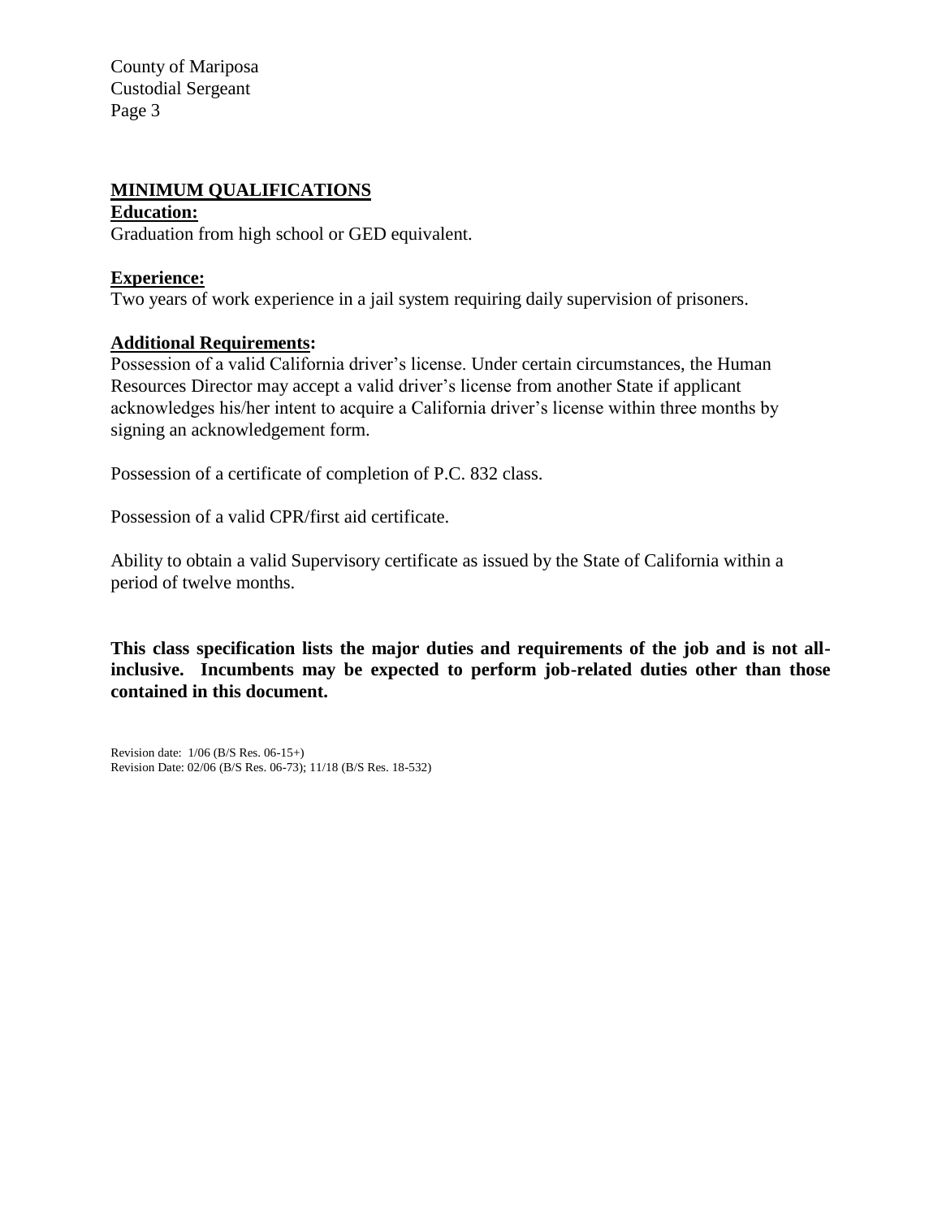## MINIMUM QUALIFICATIONS

### Education:

Graduation from high school or GED equivalent.

### Experience:

Two years of work experience in a jail system requiring daily supervision of prisoners.

### Additional Requirements:

Possession of a valid California driver's license. Under certain circumstances, the Human Resources Director may accept a valid driver's license from another State if applicant acknowledges his/her intent to acquire a California driver's license within three months by signing an acknowledgement form.

Possession of a certificate of completion of P.C. 832 class.

Possession of a valid CPR/first aid certificate.

Ability to obtain a valid Supervisory certificate as issued by the State of California within a period of twelve months.

**This class specification lists the major duties and requirements of the job and is not all-inclusive. Incumbents may be expected to perform job-related duties other than those contained in this document.**

Revision date: 1/06 (B/S Res. 06-15+)
Revision Date: 02/06 (B/S Res. 06-73); 11/18 (B/S Res. 18-532)